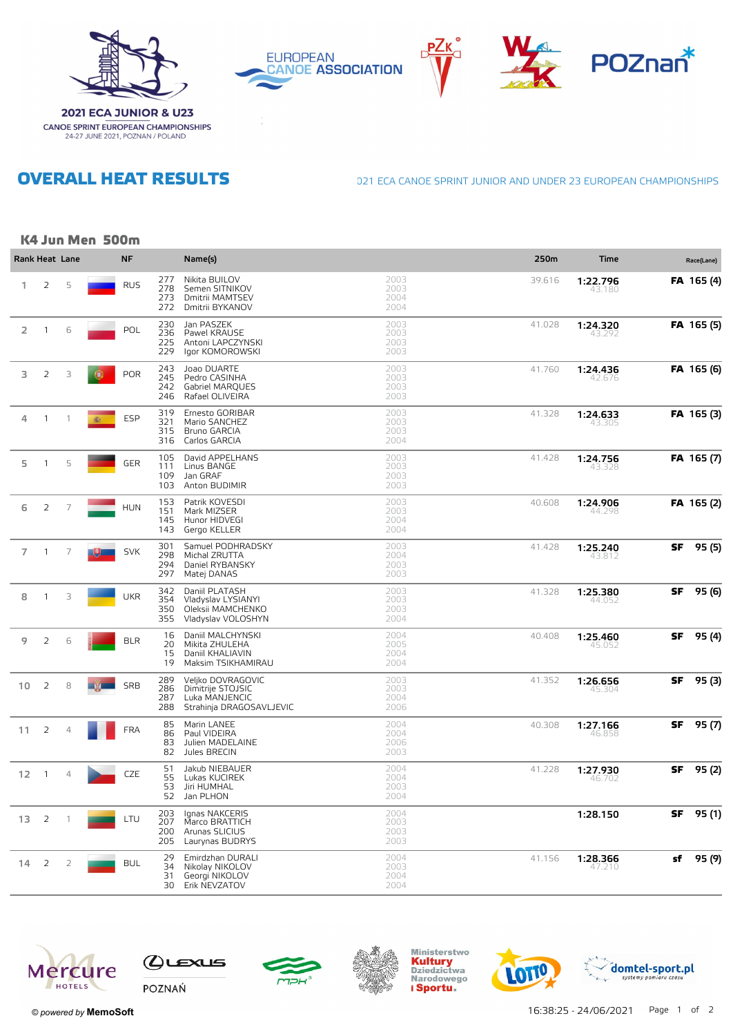2021 ECA JUNIOR & U23
CANOE SPRINT EUROPEAN CHAMPIONSHIPS
24-27 JUNE 2021, POZNAN / POLAND

# OVERALL HEAT RESULTS

021 ECA CANOE SPRINT JUNIOR AND UNDER 23 EUROPEAN CHAMPIONSHIPS

## K4 Jun Men 500m

| Rank | Heat | Lane | NF | | Name(s) | | 250m | Time | Race(Lane) |
|---|---|---|---|---|---|---|---|---|---|
| 1 | 2 | 5 | RUS | 277<br>278<br>273<br>272 | Nikita BUILOV<br>Semen SITNIKOV<br>Dmitrii MAMTSEV<br>Dmitrii BYKANOV | 2003<br>2003<br>2004<br>2004 | 39.616 | **1:22.796**<br>43.180 | **FA** 165 (4) |
| 2 | 1 | 6 | POL | 230<br>236<br>225<br>229 | Jan PASZEK<br>Pawel KRAUSE<br>Antoni LAPCZYNSKI<br>Igor KOROMOWSKI | 2003<br>2003<br>2003<br>2003 | 41.028 | **1:24.320**<br>43.292 | **FA** 165 (5) |
| 3 | 2 | 3 | POR | 243<br>245<br>242<br>246 | Joao DUARTE<br>Pedro CASINHA<br>Gabriel MARQUES<br>Rafael OLIVEIRA | 2003<br>2003<br>2003<br>2003 | 41.760 | **1:24.436**<br>42.676 | **FA** 165 (6) |
| 4 | 1 | 1 | ESP | 319<br>321<br>315<br>316 | Ernesto GORIBAR<br>Mario SANCHEZ<br>Bruno GARCIA<br>Carlos GARCIA | 2003<br>2003<br>2003<br>2004 | 41.328 | **1:24.633**<br>43.305 | **FA** 165 (3) |
| 5 | 1 | 5 | GER | 105<br>111<br>109<br>103 | David APPELHANS<br>Linus BANGE<br>Jan GRAF<br>Anton BUDIMIR | 2003<br>2003<br>2003<br>2003 | 41.428 | **1:24.756**<br>43.328 | **FA** 165 (7) |
| 6 | 2 | 7 | HUN | 153<br>151<br>145<br>143 | Patrik KOVESDI<br>Mark MIZSER<br>Hunor HIDVEGI<br>Gergo KELLER | 2003<br>2003<br>2004<br>2004 | 40.608 | **1:24.906**<br>44.298 | **FA** 165 (2) |
| 7 | 1 | 7 | SVK | 301<br>298<br>294<br>297 | Samuel PODHRADSKY<br>Michal ZRUTTA<br>Daniel RYBANSKY<br>Matej DANAS | 2003<br>2004<br>2003<br>2003 | 41.428 | **1:25.240**<br>43.812 | **SF** 95 (5) |
| 8 | 1 | 3 | UKR | 342<br>354<br>350<br>355 | Daniil PLATASH<br>Vladyslav LYSIANYI<br>Oleksii MAMCHENKO<br>Vladyslav VOLOSHYN | 2003<br>2003<br>2003<br>2004 | 41.328 | **1:25.380**<br>44.052 | **SF** 95 (6) |
| 9 | 2 | 6 | BLR | 16<br>20<br>15<br>19 | Daniil MALCHYNSKI<br>Mikita ZHULEHA<br>Daniil KHALIAVIN<br>Maksim TSIKHAMIRAU | 2004<br>2005<br>2004<br>2004 | 40.408 | **1:25.460**<br>45.052 | **SF** 95 (4) |
| 10 | 2 | 8 | SRB | 289<br>286<br>287<br>288 | Veljko DOVRAGOVIC<br>Dimitrije STOJSIC<br>Luka MANJENCIC<br>Strahinja DRAGOSAVLJEVIC | 2003<br>2003<br>2004<br>2006 | 41.352 | **1:26.656**<br>45.304 | **SF** 95 (3) |
| 11 | 2 | 4 | FRA | 85<br>86<br>83<br>82 | Marin LANEE<br>Paul VIDEIRA<br>Julien MADELAINE<br>Jules BRECIN | 2004<br>2004<br>2006<br>2003 | 40.308 | **1:27.166**<br>46.858 | **SF** 95 (7) |
| 12 | 1 | 4 | CZE | 51<br>55<br>53<br>52 | Jakub NIEBAUER<br>Lukas KUCIREK<br>Jiri HUMHAL<br>Jan PLHON | 2004<br>2004<br>2003<br>2004 | 41.228 | **1:27.930**<br>46.702 | **SF** 95 (2) |
| 13 | 2 | 1 | LTU | 203<br>207<br>200<br>205 | Ignas NAKCERIS<br>Marco BRATTICH<br>Arunas SLICIUS<br>Laurynas BUDRYS | 2004<br>2003<br>2003<br>2003 | | **1:28.150** | **SF** 95 (1) |
| 14 | 2 | 2 | BUL | 29<br>34<br>31<br>30 | Emirdzhan DURALI<br>Nikolay NIKOLOV<br>Georgi NIKOLOV<br>Erik NEVZATOV | 2004<br>2003<br>2004<br>2004 | 41.156 | **1:28.366**<br>47.210 | **sf** 95 (9) |

© powered by **MemoSoft**

16:38:25 - 24/06/2021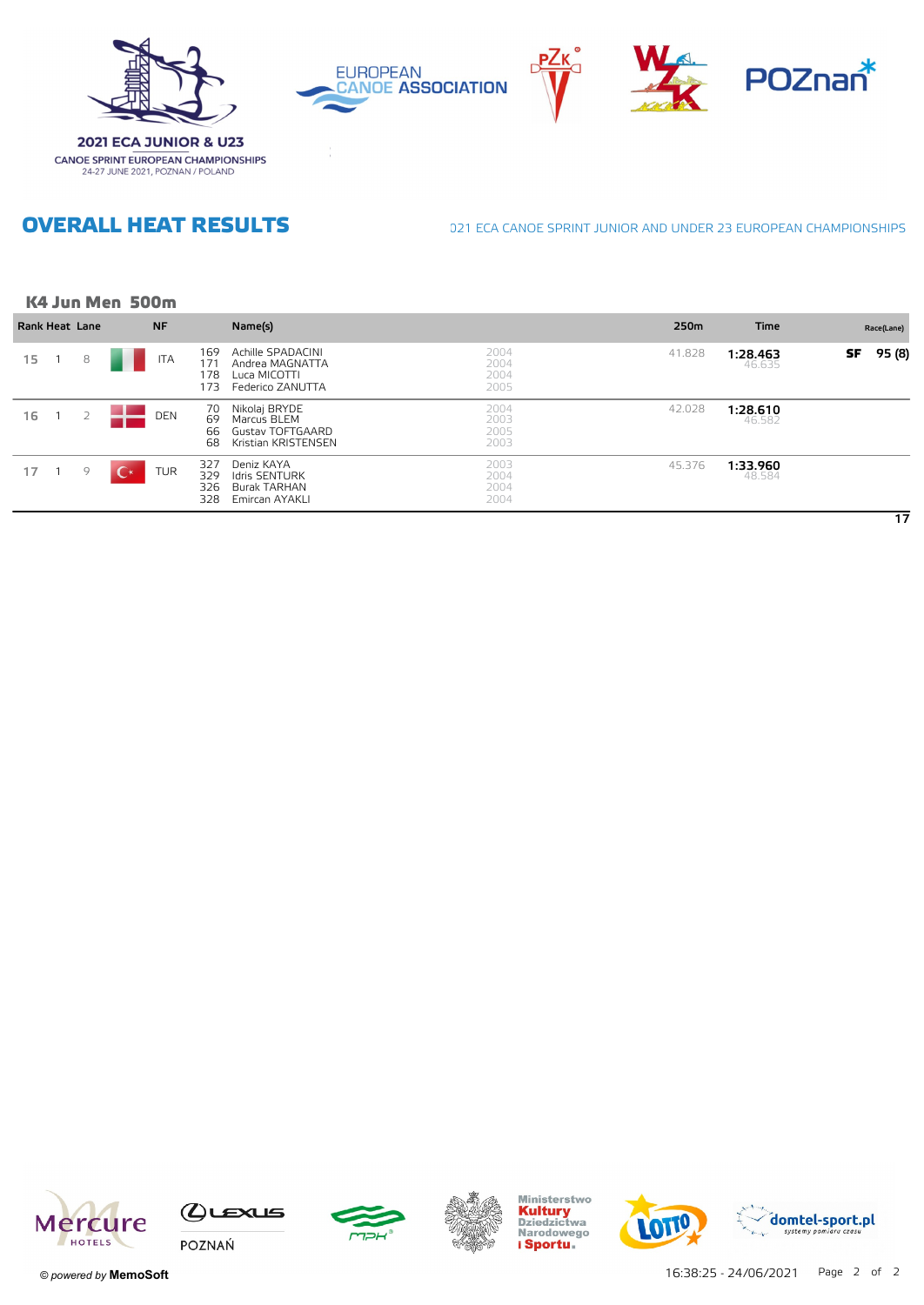## OVERALL HEAT RESULTS

2021 ECA CANOE SPRINT JUNIOR AND UNDER 23 EUROPEAN CHAMPIONSHIPS

### K4 Jun Men 500m

| Rank | Heat | Lane | NF | | Name(s) | | 250m | Time | | Race(Lane) |
|---|---|---|---|---|---|---|---|---|---|---|
| 15 | 1 | 8 | ITA | 169<br>171<br>178<br>173 | Achille SPADACINI<br>Andrea MAGNATTA<br>Luca MICOTTI<br>Federico ZANUTTA | 2004<br>2004<br>2004<br>2005 | 41.828 | **1:28.463**<br>46.635 | **SF** | 95 (8) |
| 16 | 1 | 2 | DEN | 70<br>69<br>66<br>68 | Nikolaj BRYDE<br>Marcus BLEM<br>Gustav TOFTGAARD<br>Kristian KRISTENSEN | 2004<br>2003<br>2005<br>2003 | 42.028 | **1:28.610**<br>46.582 | | |
| 17 | 1 | 9 | TUR | 327<br>329<br>326<br>328 | Deniz KAYA<br>Idris SENTURK<br>Burak TARHAN<br>Emircan AYAKLI | 2003<br>2004<br>2004<br>2004 | 45.376 | **1:33.960**<br>48.584 | | |

17

© powered by **MemoSoft**

16:38:25 - 24/06/2021